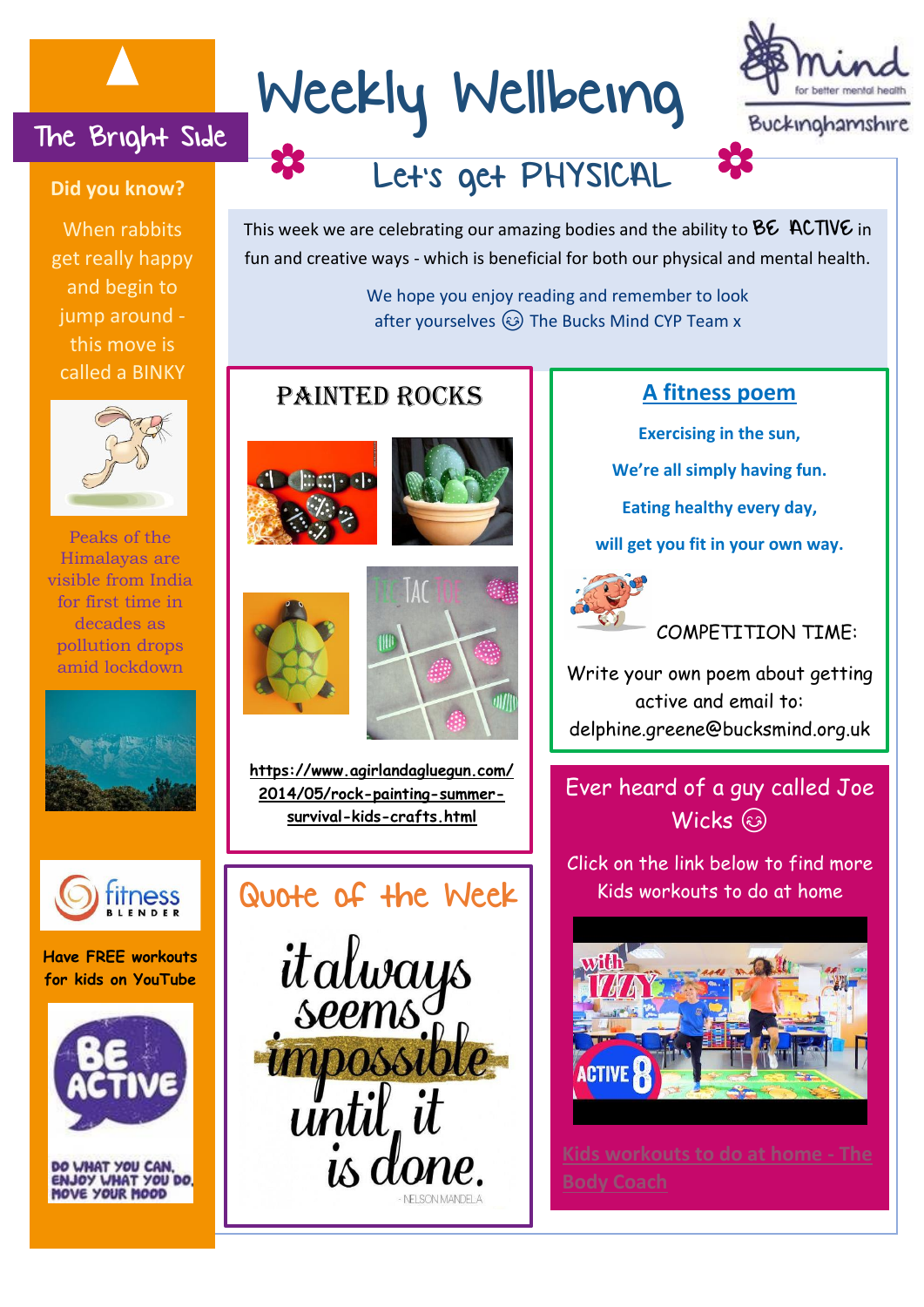# Weekly Wellbeing

Mind for better mental health — Buckinghamshire

## Let's get PHYSICAL

This week we are celebrating our amazing bodies and the ability to BE ACTIVE in fun and creative ways - which is beneficial for both our physical and mental health.

We hope you enjoy reading and remember to look after yourselves 😊 The Bucks Mind CYP Team x

## The Bright Side

**Did you know?**

When rabbits get really happy and begin to jump around - this move is called a BINKY

Peaks of the Himalayas are visible from India for first time in decades as pollution drops amid lockdown

fitness BLENDER

**Have FREE workouts for kids on YouTube**

BE ACTIVE — DO WHAT YOU CAN, ENJOY WHAT YOU DO, MOVE YOUR MOOD

## PAINTED ROCKS

https://www.agirlandagluegun.com/2014/05/rock-painting-summer-survival-kids-crafts.html

## A fitness poem

**Exercising in the sun,**

**We're all simply having fun.**

**Eating healthy every day,**

**will get you fit in your own way.**

COMPETITION TIME:

Write your own poem about getting active and email to: delphine.greene@bucksmind.org.uk

## Quote of the Week

it always seems impossible until it is done.

- NELSON MANDELA

## Ever heard of a guy called Joe Wicks 😊

Click on the link below to find more Kids workouts to do at home

Kids workouts to do at home - The Body Coach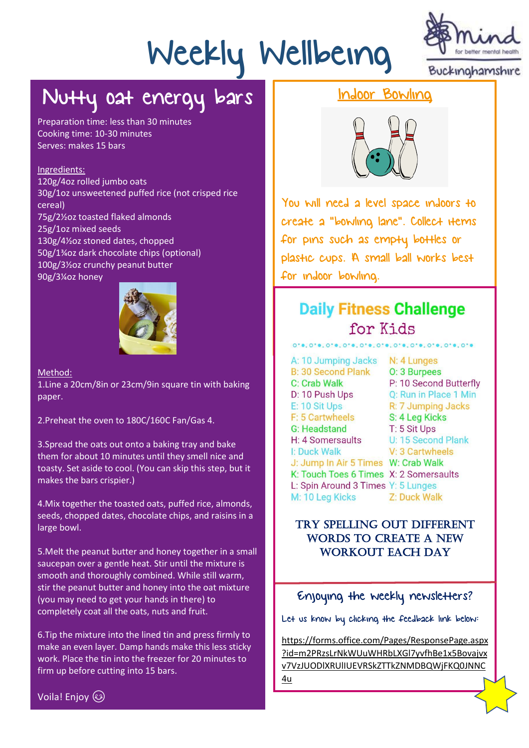# Weekly Wellbeing

## Nutty oat energy bars

Preparation time: less than 30 minutes
Cooking time: 10-30 minutes
Serves: makes 15 bars

Ingredients:
120g/4oz rolled jumbo oats
30g/1oz unsweetened puffed rice (not crisped rice cereal)
75g/2½oz toasted flaked almonds
25g/1oz mixed seeds
130g/4½oz stoned dates, chopped
50g/1¾oz dark chocolate chips (optional)
100g/3½oz crunchy peanut butter
90g/3¼oz honey

Method:
1.Line a 20cm/8in or 23cm/9in square tin with baking paper.

2.Preheat the oven to 180C/160C Fan/Gas 4.

3.Spread the oats out onto a baking tray and bake them for about 10 minutes until they smell nice and toasty. Set aside to cool. (You can skip this step, but it makes the bars crispier.)

4.Mix together the toasted oats, puffed rice, almonds, seeds, chopped dates, chocolate chips, and raisins in a large bowl.

5.Melt the peanut butter and honey together in a small saucepan over a gentle heat. Stir until the mixture is smooth and thoroughly combined. While still warm, stir the peanut butter and honey into the oat mixture (you may need to get your hands in there) to completely coat all the oats, nuts and fruit.

6.Tip the mixture into the lined tin and press firmly to make an even layer. Damp hands make this less sticky work. Place the tin into the freezer for 20 minutes to firm up before cutting into 15 bars.

Voila! Enjoy 😉

## Indoor Bowling

You will need a level space indoors to create a "bowling lane". Collect items for pins such as empty bottles or plastic cups. A small ball works best for indoor bowling.

## Daily Fitness Challenge for Kids

A: 10 Jumping Jacks
B: 30 Second Plank
C: Crab Walk
D: 10 Push Ups
E: 10 Sit Ups
F: 5 Cartwheels
G: Headstand
H: 4 Somersaults
I: Duck Walk
J: Jump In Air 5 Times
K: Touch Toes 6 Times
L: Spin Around 3 Times
M: 10 Leg Kicks
N: 4 Lunges
O: 3 Burpees
P: 10 Second Butterfly
Q: Run in Place 1 Min
R: 7 Jumping Jacks
S: 4 Leg Kicks
T: 5 Sit Ups
U: 15 Second Plank
V: 3 Cartwheels
W: Crab Walk
X: 2 Somersaults
Y: 5 Lunges
Z: Duck Walk

TRY SPELLING OUT DIFFERENT WORDS TO CREATE A NEW WORKOUT EACH DAY

## Enjoying the weekly newsletters?

Let us know by clicking the feedback link below:

https://forms.office.com/Pages/ResponsePage.aspx?id=m2PRzsLrNkWUuWHRbLXGl7yvfhBe1x5Bovajvxv7VzJUODlXRUlIUEVRSkZTTkZNMDBQWjFKQ0JNNC4u